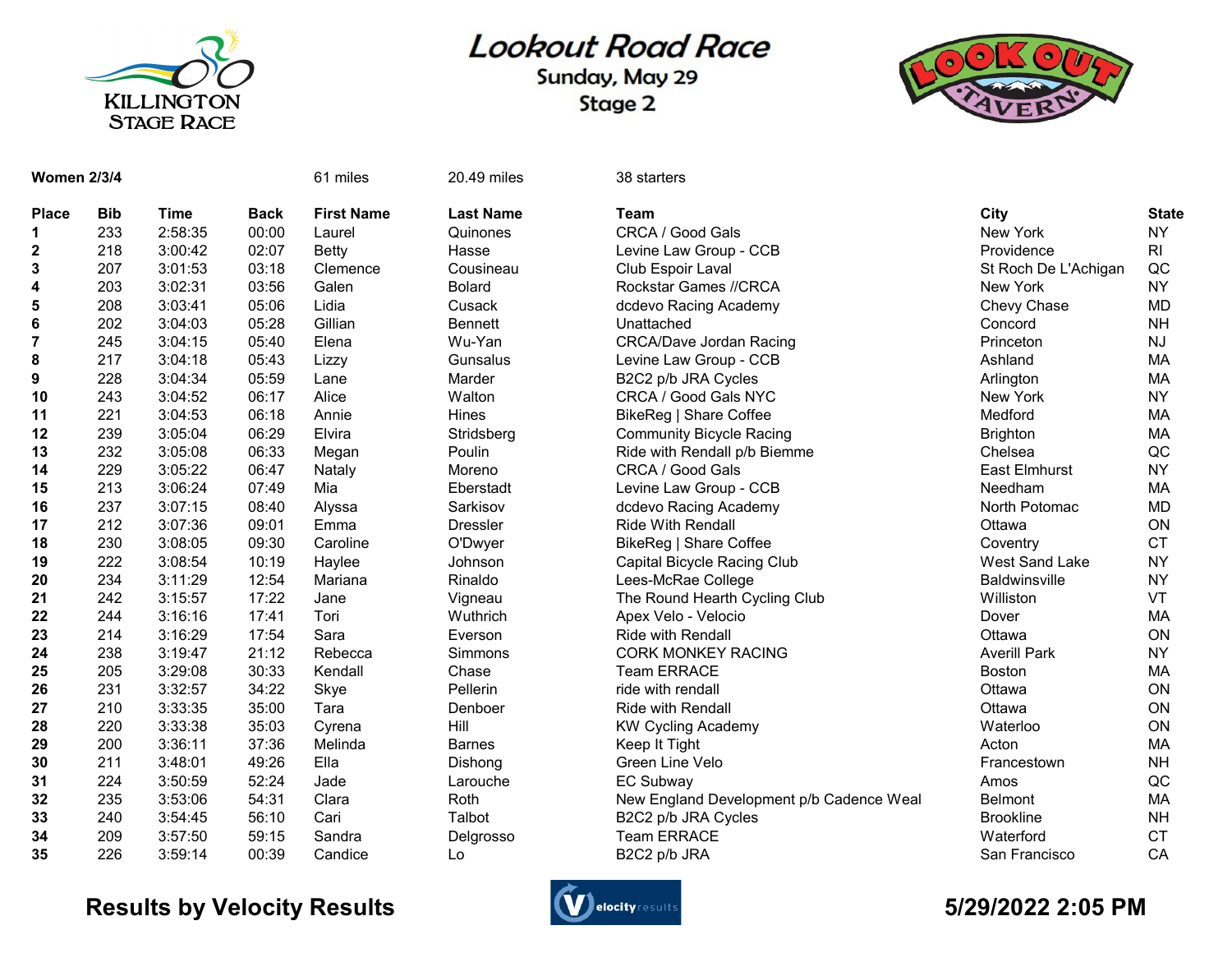# Lookout Road Race

**Sunday, May 29**

**Stage 2**

KILLINGTON STAGE RACE

LOOK OUT TAVERN

**Women 2/3/4** 61 miles 20.49 miles 38 starters

| Place | Bib | Time | Back | First Name | Last Name | Team | City | State |
|---|---|---|---|---|---|---|---|---|
| **1** | 233 | 2:58:35 | 00:00 | Laurel | Quinones | CRCA / Good Gals | New York | NY |
| **2** | 218 | 3:00:42 | 02:07 | Betty | Hasse | Levine Law Group - CCB | Providence | RI |
| **3** | 207 | 3:01:53 | 03:18 | Clemence | Cousineau | Club Espoir Laval | St Roch De L'Achigan | QC |
| **4** | 203 | 3:02:31 | 03:56 | Galen | Bolard | Rockstar Games //CRCA | New York | NY |
| **5** | 208 | 3:03:41 | 05:06 | Lidia | Cusack | dcdevo Racing Academy | Chevy Chase | MD |
| **6** | 202 | 3:04:03 | 05:28 | Gillian | Bennett | Unattached | Concord | NH |
| **7** | 245 | 3:04:15 | 05:40 | Elena | Wu-Yan | CRCA/Dave Jordan Racing | Princeton | NJ |
| **8** | 217 | 3:04:18 | 05:43 | Lizzy | Gunsalus | Levine Law Group - CCB | Ashland | MA |
| **9** | 228 | 3:04:34 | 05:59 | Lane | Marder | B2C2 p/b JRA Cycles | Arlington | MA |
| **10** | 243 | 3:04:52 | 06:17 | Alice | Walton | CRCA / Good Gals NYC | New York | NY |
| **11** | 221 | 3:04:53 | 06:18 | Annie | Hines | BikeReg \| Share Coffee | Medford | MA |
| **12** | 239 | 3:05:04 | 06:29 | Elvira | Stridsberg | Community Bicycle Racing | Brighton | MA |
| **13** | 232 | 3:05:08 | 06:33 | Megan | Poulin | Ride with Rendall p/b Biemme | Chelsea | QC |
| **14** | 229 | 3:05:22 | 06:47 | Nataly | Moreno | CRCA / Good Gals | East Elmhurst | NY |
| **15** | 213 | 3:06:24 | 07:49 | Mia | Eberstadt | Levine Law Group - CCB | Needham | MA |
| **16** | 237 | 3:07:15 | 08:40 | Alyssa | Sarkisov | dcdevo Racing Academy | North Potomac | MD |
| **17** | 212 | 3:07:36 | 09:01 | Emma | Dressler | Ride With Rendall | Ottawa | ON |
| **18** | 230 | 3:08:05 | 09:30 | Caroline | O'Dwyer | BikeReg \| Share Coffee | Coventry | CT |
| **19** | 222 | 3:08:54 | 10:19 | Haylee | Johnson | Capital Bicycle Racing Club | West Sand Lake | NY |
| **20** | 234 | 3:11:29 | 12:54 | Mariana | Rinaldo | Lees-McRae College | Baldwinsville | NY |
| **21** | 242 | 3:15:57 | 17:22 | Jane | Vigneau | The Round Hearth Cycling Club | Williston | VT |
| **22** | 244 | 3:16:16 | 17:41 | Tori | Wuthrich | Apex Velo - Velocio | Dover | MA |
| **23** | 214 | 3:16:29 | 17:54 | Sara | Everson | Ride with Rendall | Ottawa | ON |
| **24** | 238 | 3:19:47 | 21:12 | Rebecca | Simmons | CORK MONKEY RACING | Averill Park | NY |
| **25** | 205 | 3:29:08 | 30:33 | Kendall | Chase | Team ERRACE | Boston | MA |
| **26** | 231 | 3:32:57 | 34:22 | Skye | Pellerin | ride with rendall | Ottawa | ON |
| **27** | 210 | 3:33:35 | 35:00 | Tara | Denboer | Ride with Rendall | Ottawa | ON |
| **28** | 220 | 3:33:38 | 35:03 | Cyrena | Hill | KW Cycling Academy | Waterloo | ON |
| **29** | 200 | 3:36:11 | 37:36 | Melinda | Barnes | Keep It Tight | Acton | MA |
| **30** | 211 | 3:48:01 | 49:26 | Ella | Dishong | Green Line Velo | Francestown | NH |
| **31** | 224 | 3:50:59 | 52:24 | Jade | Larouche | EC Subway | Amos | QC |
| **32** | 235 | 3:53:06 | 54:31 | Clara | Roth | New England Development p/b Cadence Weal | Belmont | MA |
| **33** | 240 | 3:54:45 | 56:10 | Cari | Talbot | B2C2 p/b JRA Cycles | Brookline | NH |
| **34** | 209 | 3:57:50 | 59:15 | Sandra | Delgrosso | Team ERRACE | Waterford | CT |
| **35** | 226 | 3:59:14 | 00:39 | Candice | Lo | B2C2 p/b JRA | San Francisco | CA |

**Results by Velocity Results** **5/29/2022 2:05 PM**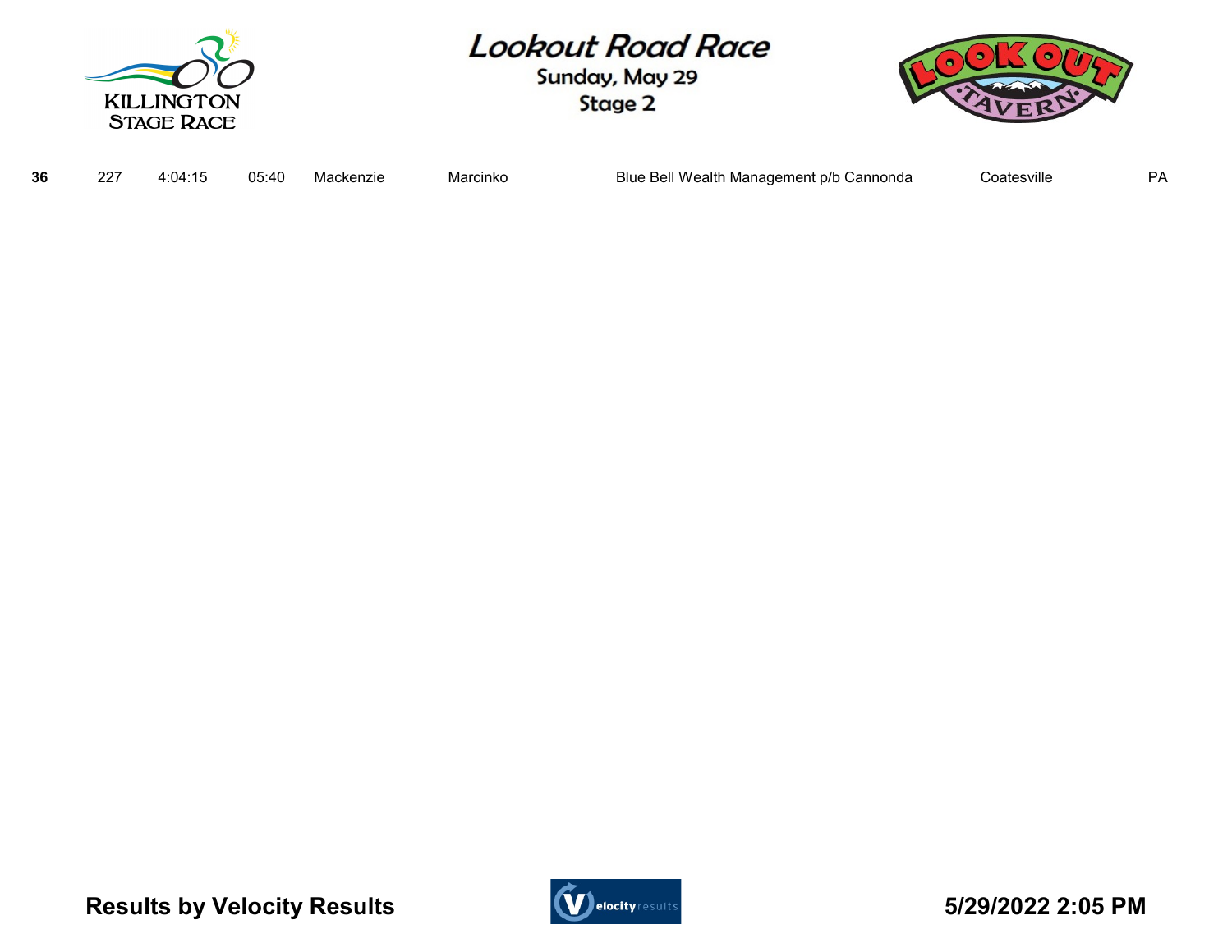# Lookout Road Race

Sunday, May 29

Stage 2

| | | | | | | | | |
|---|---|---|---|---|---|---|---|---|
| **36** | 227 | 4:04:15 | 05:40 | Mackenzie | Marcinko | Blue Bell Wealth Management p/b Cannonda | Coatesville | PA |

**Results by Velocity Results**

**5/29/2022 2:05 PM**